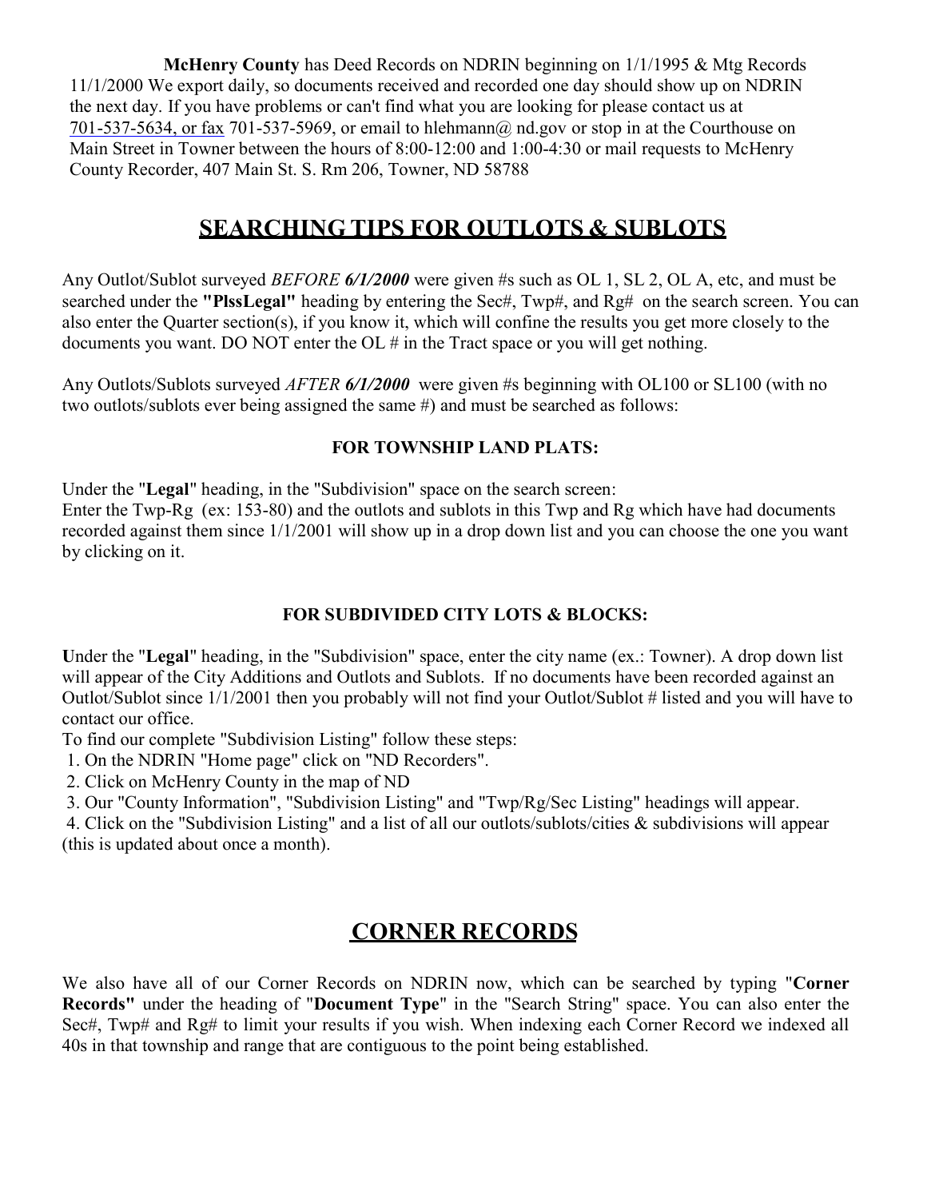**McHenry County** has Deed Records on NDRIN beginning on 1/1/1995 & Mtg Records 11/1/2000 We export daily, so documents received and recorded one day should show up on NDRIN the next day. If you have problems or can't find what you are looking for please contact us at 701-537-5634, or fax 701-537-5969, or email to hlehmann@ nd.gov or stop in at the Courthouse on Main Street in Towner between the hours of 8:00-12:00 and 1:00-4:30 or mail requests to McHenry County Recorder, 407 Main St. S. Rm 206, Towner, ND 58788

## SEARCHING TIPS FOR OUTLOTS & SUBLOTS

Any Outlot/Sublot surveyed *BEFORE **6/1/2000*** were given #s such as OL 1, SL 2, OL A, etc, and must be searched under the **"PlssLegal"** heading by entering the Sec#, Twp#, and Rg# on the search screen. You can also enter the Quarter section(s), if you know it, which will confine the results you get more closely to the documents you want. DO NOT enter the OL # in the Tract space or you will get nothing.

Any Outlots/Sublots surveyed *AFTER **6/1/2000*** were given #s beginning with OL100 or SL100 (with no two outlots/sublots ever being assigned the same #) and must be searched as follows:

### FOR TOWNSHIP LAND PLATS:

Under the "**Legal**" heading, in the "Subdivision" space on the search screen:
Enter the Twp-Rg (ex: 153-80) and the outlots and sublots in this Twp and Rg which have had documents recorded against them since 1/1/2001 will show up in a drop down list and you can choose the one you want by clicking on it.

### FOR SUBDIVIDED CITY LOTS & BLOCKS:

**U**nder the "**Legal**" heading, in the "Subdivision" space, enter the city name (ex.: Towner). A drop down list will appear of the City Additions and Outlots and Sublots. If no documents have been recorded against an Outlot/Sublot since 1/1/2001 then you probably will not find your Outlot/Sublot # listed and you will have to contact our office.

To find our complete "Subdivision Listing" follow these steps:

1. On the NDRIN "Home page" click on "ND Recorders".
2. Click on McHenry County in the map of ND
3. Our "County Information", "Subdivision Listing" and "Twp/Rg/Sec Listing" headings will appear.
4. Click on the "Subdivision Listing" and a list of all our outlots/sublots/cities & subdivisions will appear (this is updated about once a month).

## CORNER RECORDS

We also have all of our Corner Records on NDRIN now, which can be searched by typing "**Corner Records"** under the heading of "**Document Type**" in the "Search String" space. You can also enter the Sec#, Twp# and Rg# to limit your results if you wish. When indexing each Corner Record we indexed all 40s in that township and range that are contiguous to the point being established.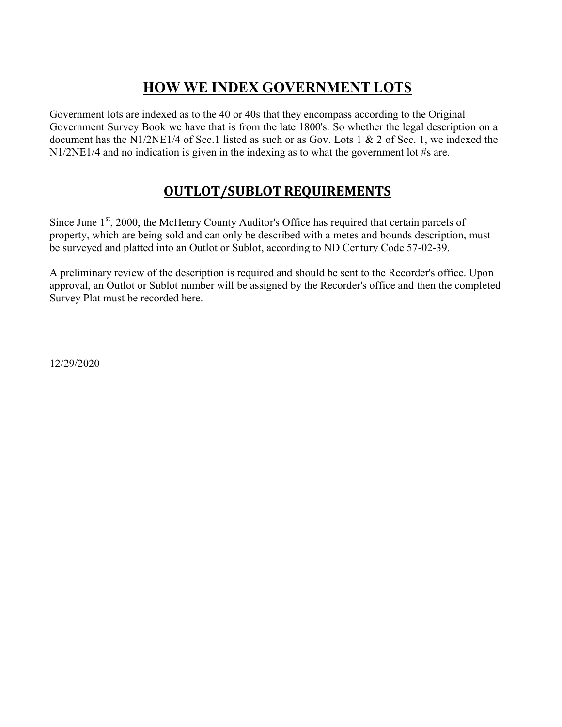## HOW WE INDEX GOVERNMENT LOTS

Government lots are indexed as to the 40 or 40s that they encompass according to the Original Government Survey Book we have that is from the late 1800's. So whether the legal description on a document has the N1/2NE1/4 of Sec.1 listed as such or as Gov. Lots 1 & 2 of Sec. 1, we indexed the N1/2NE1/4 and no indication is given in the indexing as to what the government lot #s are.

## OUTLOT/SUBLOT REQUIREMENTS

Since June 1st, 2000, the McHenry County Auditor's Office has required that certain parcels of property, which are being sold and can only be described with a metes and bounds description, must be surveyed and platted into an Outlot or Sublot, according to ND Century Code 57-02-39.

A preliminary review of the description is required and should be sent to the Recorder's office. Upon approval, an Outlot or Sublot number will be assigned by the Recorder's office and then the completed Survey Plat must be recorded here.

12/29/2020